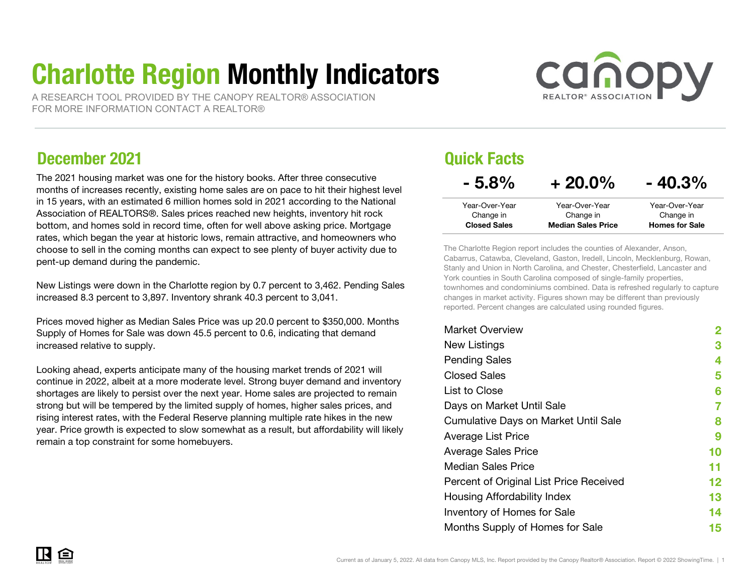# Charlotte Region Monthly Indicators

A RESEARCH TOOL PROVIDED BY THE CANOPY REALTOR® ASSOCIATION
FOR MORE INFORMATION CONTACT A REALTOR®

## December 2021

The 2021 housing market was one for the history books. After three consecutive months of increases recently, existing home sales are on pace to hit their highest level in 15 years, with an estimated 6 million homes sold in 2021 according to the National Association of REALTORS®. Sales prices reached new heights, inventory hit rock bottom, and homes sold in record time, often for well above asking price. Mortgage rates, which began the year at historic lows, remain attractive, and homeowners who choose to sell in the coming months can expect to see plenty of buyer activity due to pent-up demand during the pandemic.

New Listings were down in the Charlotte region by 0.7 percent to 3,462. Pending Sales increased 8.3 percent to 3,897. Inventory shrank 40.3 percent to 3,041.

Prices moved higher as Median Sales Price was up 20.0 percent to $350,000. Months Supply of Homes for Sale was down 45.5 percent to 0.6, indicating that demand increased relative to supply.

Looking ahead, experts anticipate many of the housing market trends of 2021 will continue in 2022, albeit at a more moderate level. Strong buyer demand and inventory shortages are likely to persist over the next year. Home sales are projected to remain strong but will be tempered by the limited supply of homes, higher sales prices, and rising interest rates, with the Federal Reserve planning multiple rate hikes in the new year. Price growth is expected to slow somewhat as a result, but affordability will likely remain a top constraint for some homebuyers.

## Quick Facts

| - 5.8% | + 20.0% | - 40.3% |
|---|---|---|
| Year-Over-Year Change in **Closed Sales** | Year-Over-Year Change in **Median Sales Price** | Year-Over-Year Change in **Homes for Sale** |

The Charlotte Region report includes the counties of Alexander, Anson, Cabarrus, Catawba, Cleveland, Gaston, Iredell, Lincoln, Mecklenburg, Rowan, Stanly and Union in North Carolina, and Chester, Chesterfield, Lancaster and York counties in South Carolina composed of single-family properties, townhomes and condominiums combined. Data is refreshed regularly to capture changes in market activity. Figures shown may be different than previously reported. Percent changes are calculated using rounded figures.

| | |
|---|---|
| Market Overview | 2 |
| New Listings | 3 |
| Pending Sales | 4 |
| Closed Sales | 5 |
| List to Close | 6 |
| Days on Market Until Sale | 7 |
| Cumulative Days on Market Until Sale | 8 |
| Average List Price | 9 |
| Average Sales Price | 10 |
| Median Sales Price | 11 |
| Percent of Original List Price Received | 12 |
| Housing Affordability Index | 13 |
| Inventory of Homes for Sale | 14 |
| Months Supply of Homes for Sale | 15 |

Current as of January 5, 2022. All data from Canopy MLS, Inc. Report provided by the Canopy Realtor® Association. Report © 2022 ShowingTime.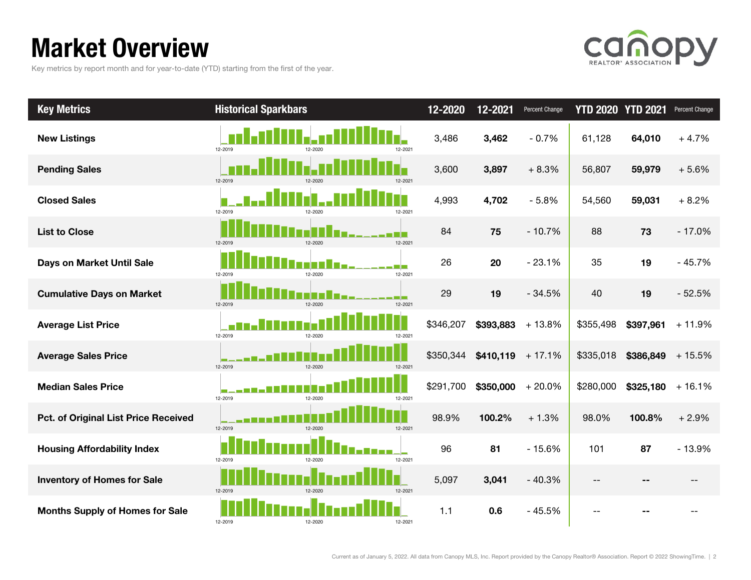# Market Overview

Key metrics by report month and for year-to-date (YTD) starting from the first of the year.

| Key Metrics | Historical Sparkbars | 12-2020 | 12-2021 | Percent Change | YTD 2020 | YTD 2021 | Percent Change |
|---|---|---|---|---|---|---|---|
| New Listings | 12-2019 12-2020 12-2021 | 3,486 | **3,462** | - 0.7% | 61,128 | **64,010** | + 4.7% |
| Pending Sales | 12-2019 12-2020 12-2021 | 3,600 | **3,897** | + 8.3% | 56,807 | **59,979** | + 5.6% |
| Closed Sales | 12-2019 12-2020 12-2021 | 4,993 | **4,702** | - 5.8% | 54,560 | **59,031** | + 8.2% |
| List to Close | 12-2019 12-2020 12-2021 | 84 | **75** | - 10.7% | 88 | **73** | - 17.0% |
| Days on Market Until Sale | 12-2019 12-2020 12-2021 | 26 | **20** | - 23.1% | 35 | **19** | - 45.7% |
| Cumulative Days on Market | 12-2019 12-2020 12-2021 | 29 | **19** | - 34.5% | 40 | **19** | - 52.5% |
| Average List Price | 12-2019 12-2020 12-2021 | $346,207 | **$393,883** | + 13.8% | $355,498 | **$397,961** | + 11.9% |
| Average Sales Price | 12-2019 12-2020 12-2021 | $350,344 | **$410,119** | + 17.1% | $335,018 | **$386,849** | + 15.5% |
| Median Sales Price | 12-2019 12-2020 12-2021 | $291,700 | **$350,000** | + 20.0% | $280,000 | **$325,180** | + 16.1% |
| Pct. of Original List Price Received | 12-2019 12-2020 12-2021 | 98.9% | **100.2%** | + 1.3% | 98.0% | **100.8%** | + 2.9% |
| Housing Affordability Index | 12-2019 12-2020 12-2021 | 96 | **81** | - 15.6% | 101 | **87** | - 13.9% |
| Inventory of Homes for Sale | 12-2019 12-2020 12-2021 | 5,097 | **3,041** | - 40.3% | -- | **--** | -- |
| Months Supply of Homes for Sale | 12-2019 12-2020 12-2021 | 1.1 | **0.6** | - 45.5% | -- | **--** | -- |

Current as of January 5, 2022. All data from Canopy MLS, Inc. Report provided by the Canopy Realtor® Association. Report © 2022 ShowingTime.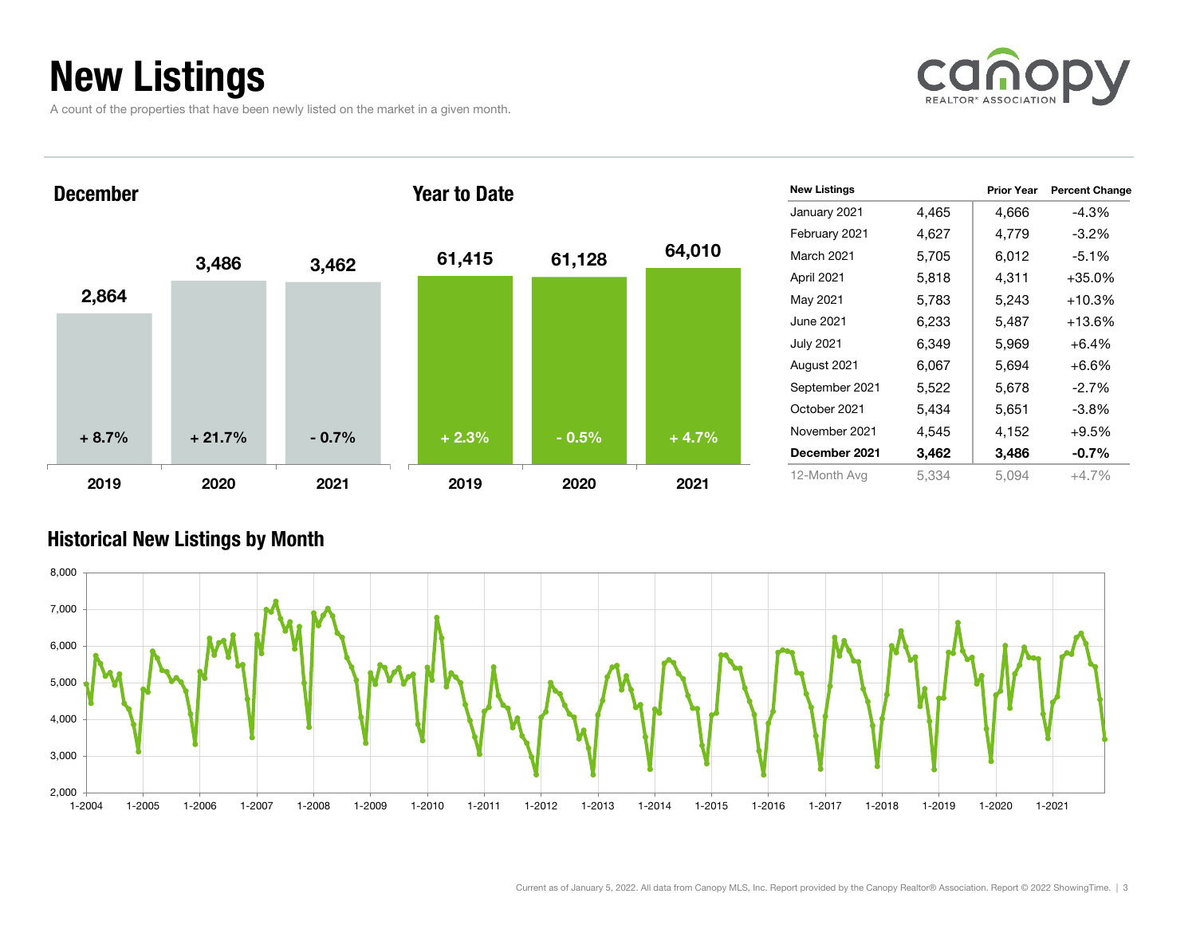# New Listings

A count of the properties that have been newly listed on the market in a given month.

## December

| | 2019 | 2020 | 2021 |
|---|---|---|---|
| New Listings | 2,864 | 3,486 | 3,462 |
| Change | + 8.7% | + 21.7% | - 0.7% |

## Year to Date

| | 2019 | 2020 | 2021 |
|---|---|---|---|
| New Listings | 61,415 | 61,128 | 64,010 |
| Change | + 2.3% | - 0.5% | + 4.7% |

| New Listings | | Prior Year | Percent Change |
|---|---|---|---|
| January 2021 | 4,465 | 4,666 | -4.3% |
| February 2021 | 4,627 | 4,779 | -3.2% |
| March 2021 | 5,705 | 6,012 | -5.1% |
| April 2021 | 5,818 | 4,311 | +35.0% |
| May 2021 | 5,783 | 5,243 | +10.3% |
| June 2021 | 6,233 | 5,487 | +13.6% |
| July 2021 | 6,349 | 5,969 | +6.4% |
| August 2021 | 6,067 | 5,694 | +6.6% |
| September 2021 | 5,522 | 5,678 | -2.7% |
| October 2021 | 5,434 | 5,651 | -3.8% |
| November 2021 | 4,545 | 4,152 | +9.5% |
| **December 2021** | **3,462** | **3,486** | **-0.7%** |
| 12-Month Avg | 5,334 | 5,094 | +4.7% |

## Historical New Listings by Month

Current as of January 5, 2022. All data from Canopy MLS, Inc. Report provided by the Canopy Realtor® Association. Report © 2022 ShowingTime.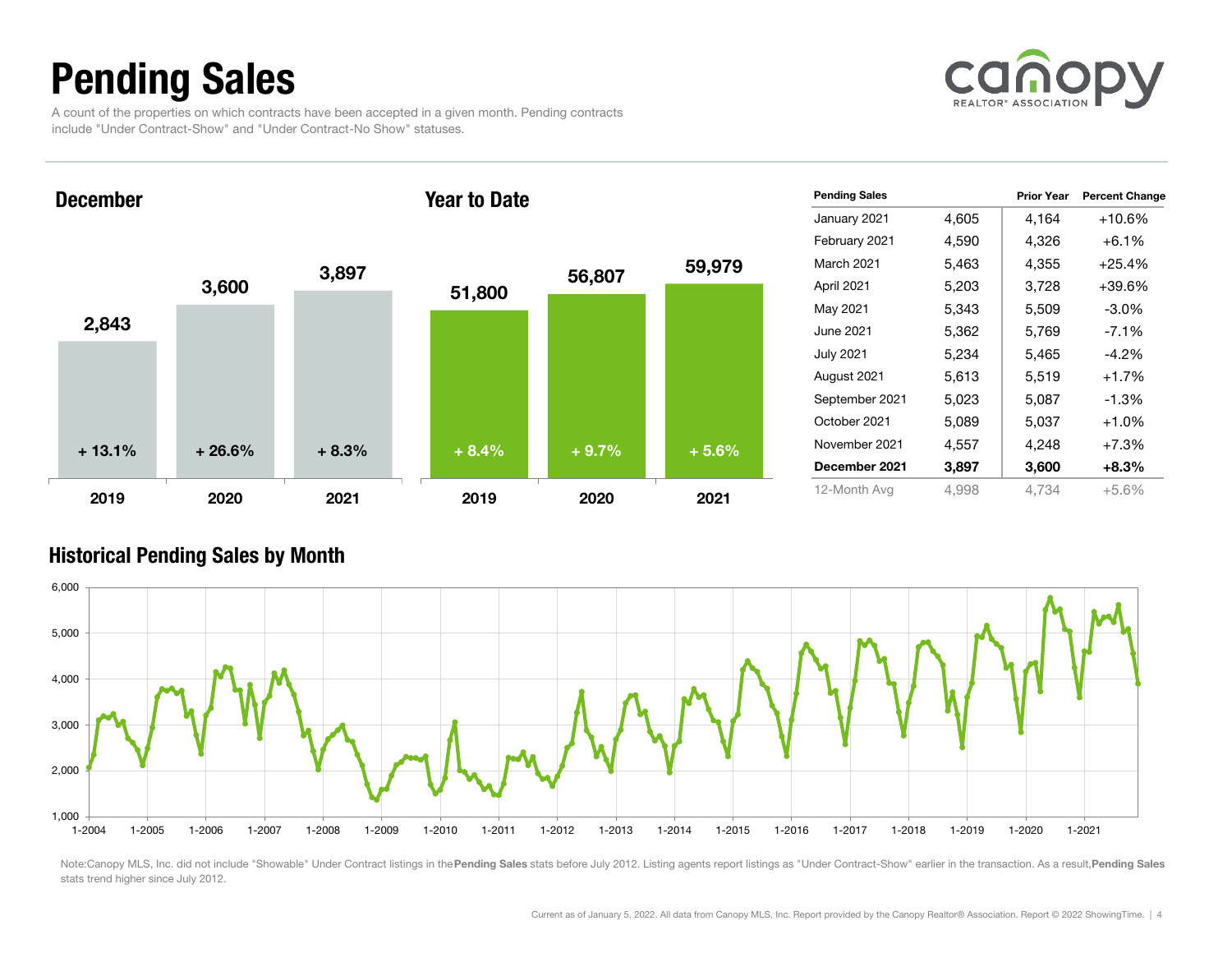# Pending Sales

A count of the properties on which contracts have been accepted in a given month. Pending contracts include "Under Contract-Show" and "Under Contract-No Show" statuses.

## December

2,843
+ 13.1%
2019

3,600
+ 26.6%
2020

3,897
+ 8.3%
2021

## Year to Date

51,800
+ 8.4%
2019

56,807
+ 9.7%
2020

59,979
+ 5.6%
2021

| Pending Sales | | Prior Year | Percent Change |
|---|---|---|---|
| January 2021 | 4,605 | 4,164 | +10.6% |
| February 2021 | 4,590 | 4,326 | +6.1% |
| March 2021 | 5,463 | 4,355 | +25.4% |
| April 2021 | 5,203 | 3,728 | +39.6% |
| May 2021 | 5,343 | 5,509 | -3.0% |
| June 2021 | 5,362 | 5,769 | -7.1% |
| July 2021 | 5,234 | 5,465 | -4.2% |
| August 2021 | 5,613 | 5,519 | +1.7% |
| September 2021 | 5,023 | 5,087 | -1.3% |
| October 2021 | 5,089 | 5,037 | +1.0% |
| November 2021 | 4,557 | 4,248 | +7.3% |
| **December 2021** | **3,897** | **3,600** | **+8.3%** |
| 12-Month Avg | 4,998 | 4,734 | +5.6% |

## Historical Pending Sales by Month

6,000
5,000
4,000
3,000
2,000
1,000

1-2004 1-2005 1-2006 1-2007 1-2008 1-2009 1-2010 1-2011 1-2012 1-2013 1-2014 1-2015 1-2016 1-2017 1-2018 1-2019 1-2020 1-2021

Note:Canopy MLS, Inc. did not include "Showable" Under Contract listings in the **Pending Sales** stats before July 2012. Listing agents report listings as "Under Contract-Show" earlier in the transaction. As a result, **Pending Sales** stats trend higher since July 2012.

Current as of January 5, 2022. All data from Canopy MLS, Inc. Report provided by the Canopy Realtor® Association. Report © 2022 ShowingTime.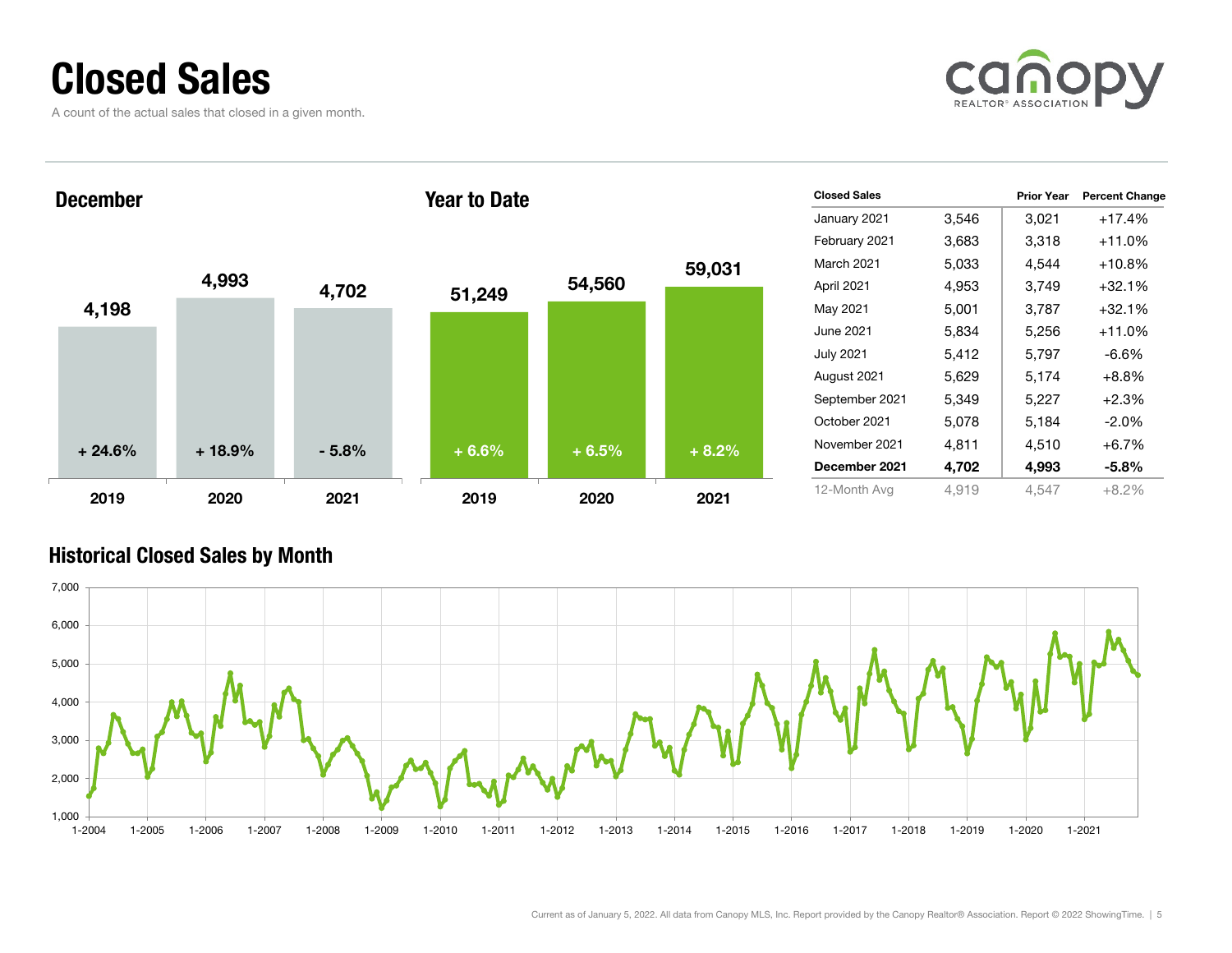# Closed Sales

A count of the actual sales that closed in a given month.

## December

4,198
4,993
4,702

+ 24.6%
+ 18.9%
- 5.8%

2019
2020
2021

## Year to Date

51,249
54,560
59,031

+ 6.6%
+ 6.5%
+ 8.2%

2019
2020
2021

| Closed Sales | | Prior Year | Percent Change |
|---|---|---|---|
| January 2021 | 3,546 | 3,021 | +17.4% |
| February 2021 | 3,683 | 3,318 | +11.0% |
| March 2021 | 5,033 | 4,544 | +10.8% |
| April 2021 | 4,953 | 3,749 | +32.1% |
| May 2021 | 5,001 | 3,787 | +32.1% |
| June 2021 | 5,834 | 5,256 | +11.0% |
| July 2021 | 5,412 | 5,797 | -6.6% |
| August 2021 | 5,629 | 5,174 | +8.8% |
| September 2021 | 5,349 | 5,227 | +2.3% |
| October 2021 | 5,078 | 5,184 | -2.0% |
| November 2021 | 4,811 | 4,510 | +6.7% |
| **December 2021** | **4,702** | **4,993** | **-5.8%** |
| 12-Month Avg | 4,919 | 4,547 | +8.2% |

## Historical Closed Sales by Month

7,000
6,000
5,000
4,000
3,000
2,000
1,000

1-2004 1-2005 1-2006 1-2007 1-2008 1-2009 1-2010 1-2011 1-2012 1-2013 1-2014 1-2015 1-2016 1-2017 1-2018 1-2019 1-2020 1-2021

Current as of January 5, 2022. All data from Canopy MLS, Inc. Report provided by the Canopy Realtor® Association. Report © 2022 ShowingTime.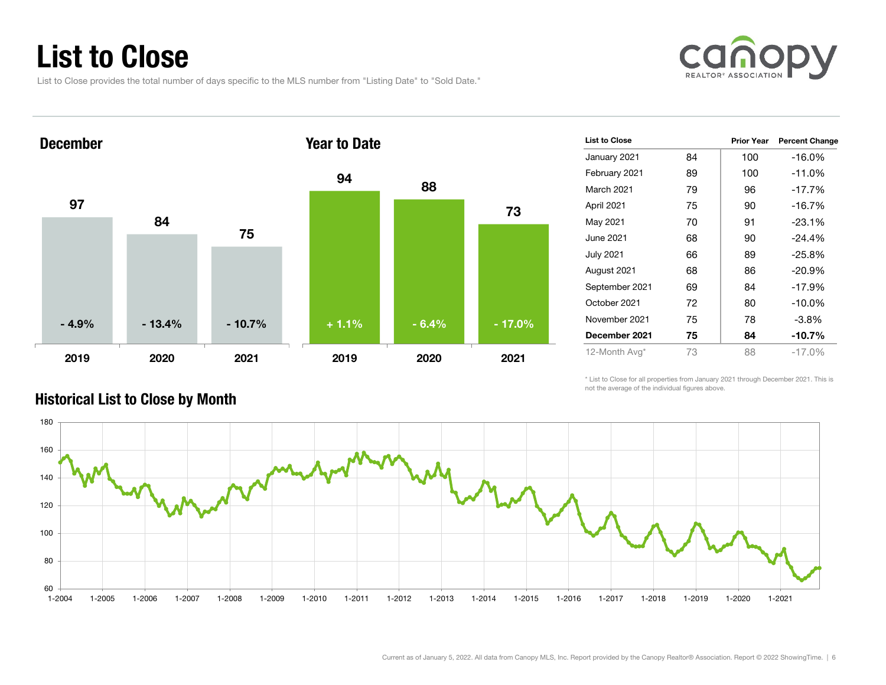# List to Close

List to Close provides the total number of days specific to the MLS number from "Listing Date" to "Sold Date."

canopy REALTOR® ASSOCIATION

## December

97
84
75

- 4.9%
- 13.4%
- 10.7%

2019
2020
2021

## Year to Date

94
88
73

+ 1.1%
- 6.4%
- 17.0%

2019
2020
2021

| List to Close | | Prior Year | Percent Change |
|---|---|---|---|
| January 2021 | 84 | 100 | -16.0% |
| February 2021 | 89 | 100 | -11.0% |
| March 2021 | 79 | 96 | -17.7% |
| April 2021 | 75 | 90 | -16.7% |
| May 2021 | 70 | 91 | -23.1% |
| June 2021 | 68 | 90 | -24.4% |
| July 2021 | 66 | 89 | -25.8% |
| August 2021 | 68 | 86 | -20.9% |
| September 2021 | 69 | 84 | -17.9% |
| October 2021 | 72 | 80 | -10.0% |
| November 2021 | 75 | 78 | -3.8% |
| **December 2021** | **75** | **84** | **-10.7%** |
| 12-Month Avg* | 73 | 88 | -17.0% |

\* List to Close for all properties from January 2021 through December 2021. This is not the average of the individual figures above.

## Historical List to Close by Month

180
160
140
120
100
80
60

1-2004
1-2005
1-2006
1-2007
1-2008
1-2009
1-2010
1-2011
1-2012
1-2013
1-2014
1-2015
1-2016
1-2017
1-2018
1-2019
1-2020
1-2021

Current as of January 5, 2022. All data from Canopy MLS, Inc. Report provided by the Canopy Realtor® Association. Report © 2022 ShowingTime.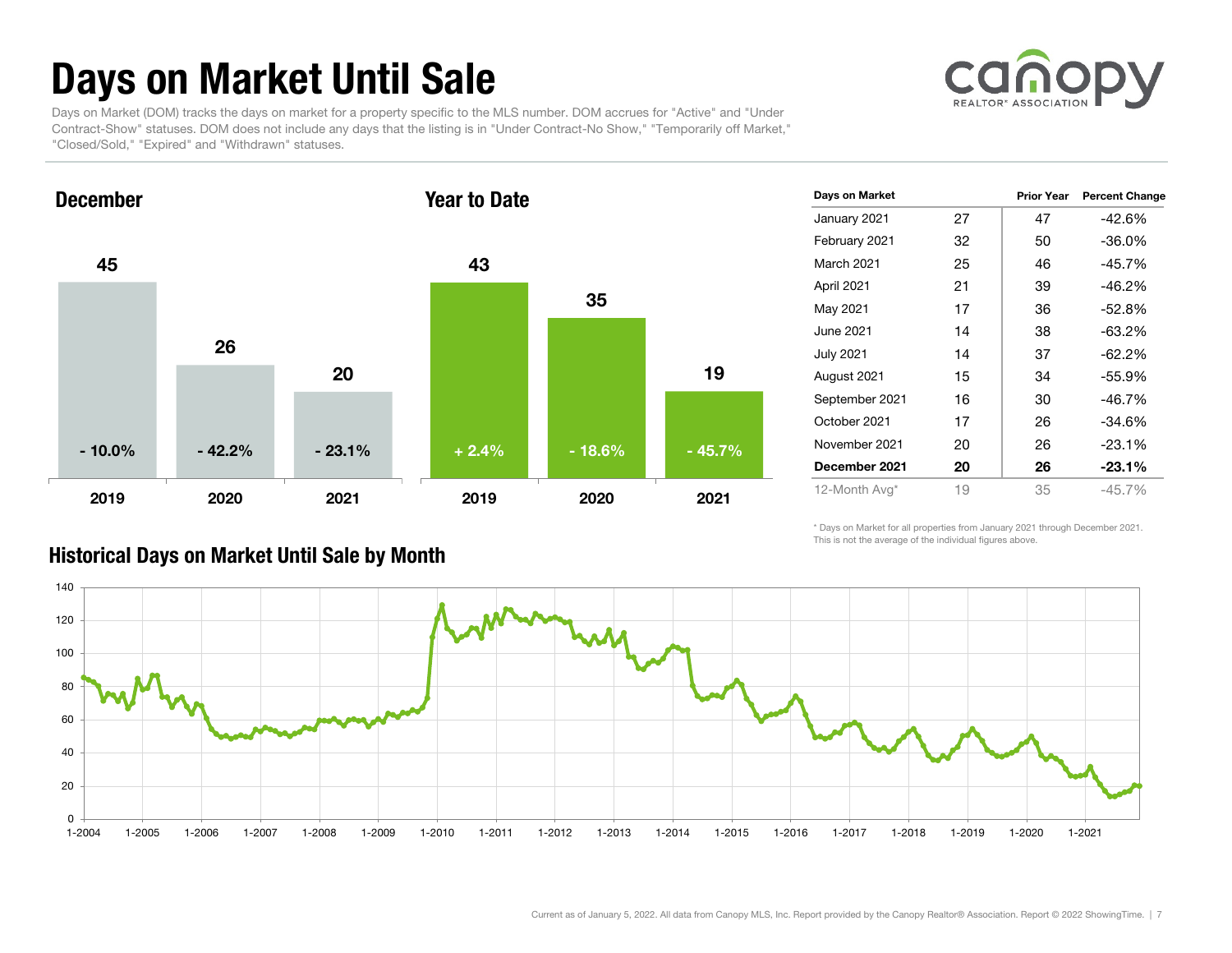# Days on Market Until Sale

Days on Market (DOM) tracks the days on market for a property specific to the MLS number. DOM accrues for "Active" and "Under Contract-Show" statuses. DOM does not include any days that the listing is in "Under Contract-No Show," "Temporarily off Market," "Closed/Sold," "Expired" and "Withdrawn" statuses.

## December

45
26
20
- 10.0%
- 42.2%
- 23.1%
2019
2020
2021

## Year to Date

43
35
19
+ 2.4%
- 18.6%
- 45.7%
2019
2020
2021

| Days on Market | | Prior Year | Percent Change |
|---|---|---|---|
| January 2021 | 27 | 47 | -42.6% |
| February 2021 | 32 | 50 | -36.0% |
| March 2021 | 25 | 46 | -45.7% |
| April 2021 | 21 | 39 | -46.2% |
| May 2021 | 17 | 36 | -52.8% |
| June 2021 | 14 | 38 | -63.2% |
| July 2021 | 14 | 37 | -62.2% |
| August 2021 | 15 | 34 | -55.9% |
| September 2021 | 16 | 30 | -46.7% |
| October 2021 | 17 | 26 | -34.6% |
| November 2021 | 20 | 26 | -23.1% |
| **December 2021** | **20** | **26** | **-23.1%** |
| 12-Month Avg* | 19 | 35 | -45.7% |

\* Days on Market for all properties from January 2021 through December 2021. This is not the average of the individual figures above.

## Historical Days on Market Until Sale by Month

140
120
100
80
60
40
20
0
1-2004
1-2005
1-2006
1-2007
1-2008
1-2009
1-2010
1-2011
1-2012
1-2013
1-2014
1-2015
1-2016
1-2017
1-2018
1-2019
1-2020
1-2021

Current as of January 5, 2022. All data from Canopy MLS, Inc. Report provided by the Canopy Realtor® Association. Report © 2022 ShowingTime.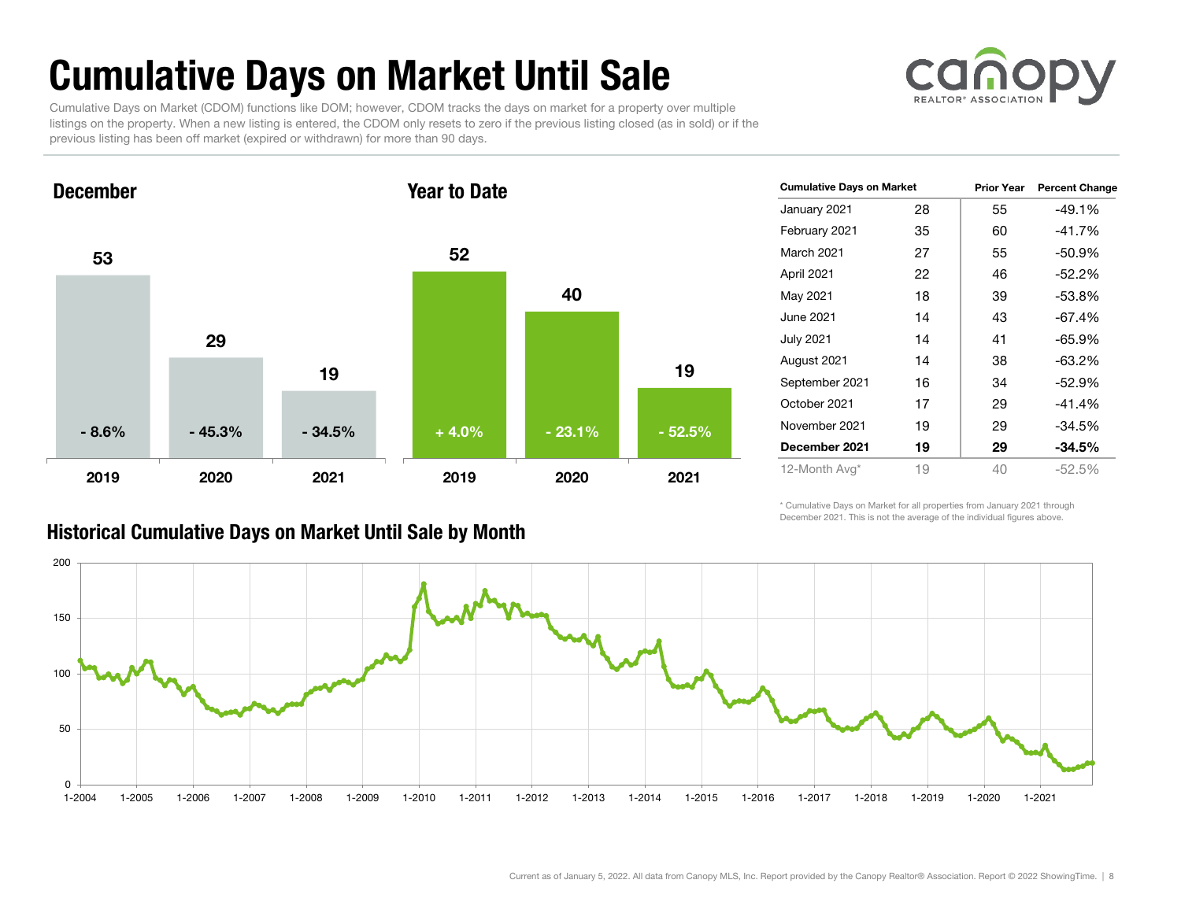# Cumulative Days on Market Until Sale

Cumulative Days on Market (CDOM) functions like DOM; however, CDOM tracks the days on market for a property over multiple listings on the property. When a new listing is entered, the CDOM only resets to zero if the previous listing closed (as in sold) or if the previous listing has been off market (expired or withdrawn) for more than 90 days.

## December

53
29
19
- 8.6%
- 45.3%
- 34.5%
2019
2020
2021

## Year to Date

52
40
19
+ 4.0%
- 23.1%
- 52.5%
2019
2020
2021

| Cumulative Days on Market | | Prior Year | Percent Change |
|---|---|---|---|
| January 2021 | 28 | 55 | -49.1% |
| February 2021 | 35 | 60 | -41.7% |
| March 2021 | 27 | 55 | -50.9% |
| April 2021 | 22 | 46 | -52.2% |
| May 2021 | 18 | 39 | -53.8% |
| June 2021 | 14 | 43 | -67.4% |
| July 2021 | 14 | 41 | -65.9% |
| August 2021 | 14 | 38 | -63.2% |
| September 2021 | 16 | 34 | -52.9% |
| October 2021 | 17 | 29 | -41.4% |
| November 2021 | 19 | 29 | -34.5% |
| **December 2021** | **19** | **29** | **-34.5%** |
| 12-Month Avg* | 19 | 40 | -52.5% |

\* Cumulative Days on Market for all properties from January 2021 through December 2021. This is not the average of the individual figures above.

## Historical Cumulative Days on Market Until Sale by Month

200
150
100
50
0
1-2004
1-2005
1-2006
1-2007
1-2008
1-2009
1-2010
1-2011
1-2012
1-2013
1-2014
1-2015
1-2016
1-2017
1-2018
1-2019
1-2020
1-2021

Current as of January 5, 2022. All data from Canopy MLS, Inc. Report provided by the Canopy Realtor® Association. Report © 2022 ShowingTime.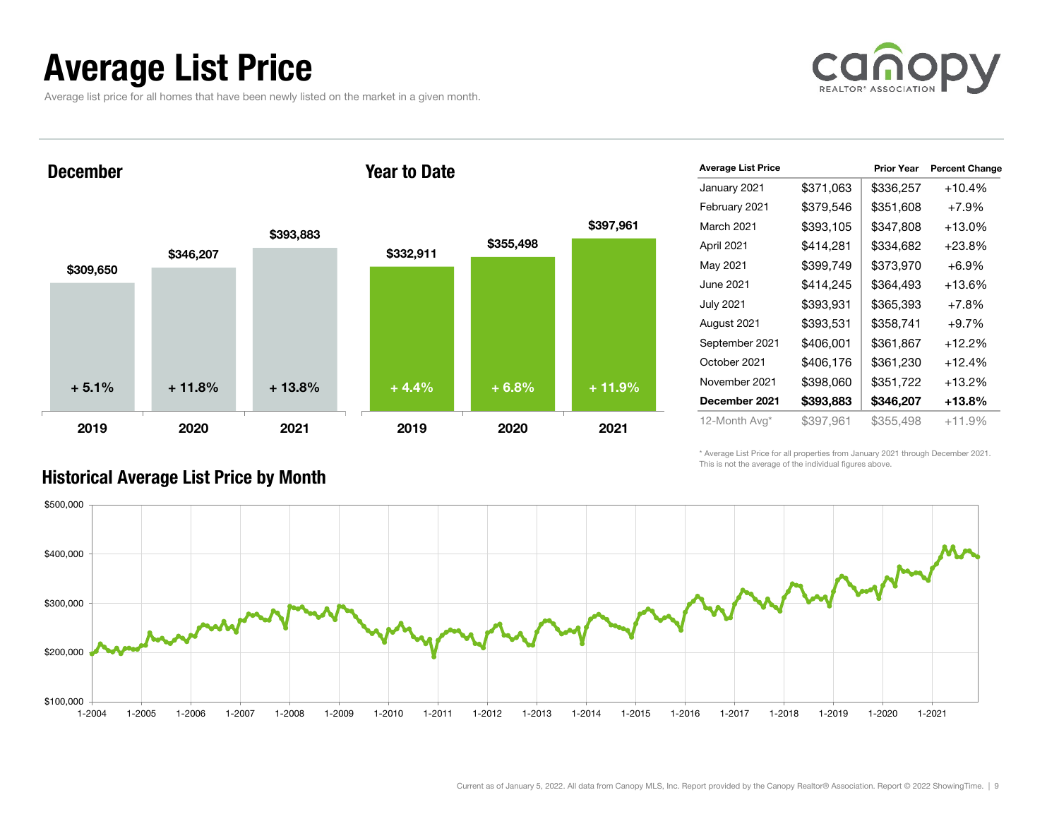# Average List Price

Average list price for all homes that have been newly listed on the market in a given month.

canopy
REALTOR® ASSOCIATION

## December

$309,650
$346,207
$393,883

+ 5.1%
+ 11.8%
+ 13.8%

2019
2020
2021

## Year to Date

$332,911
$355,498
$397,961

+ 4.4%
+ 6.8%
+ 11.9%

2019
2020
2021

| Average List Price | | Prior Year | Percent Change |
|---|---|---|---|
| January 2021 | $371,063 | $336,257 | +10.4% |
| February 2021 | $379,546 | $351,608 | +7.9% |
| March 2021 | $393,105 | $347,808 | +13.0% |
| April 2021 | $414,281 | $334,682 | +23.8% |
| May 2021 | $399,749 | $373,970 | +6.9% |
| June 2021 | $414,245 | $364,493 | +13.6% |
| July 2021 | $393,931 | $365,393 | +7.8% |
| August 2021 | $393,531 | $358,741 | +9.7% |
| September 2021 | $406,001 | $361,867 | +12.2% |
| October 2021 | $406,176 | $361,230 | +12.4% |
| November 2021 | $398,060 | $351,722 | +13.2% |
| **December 2021** | **$393,883** | **$346,207** | **+13.8%** |
| 12-Month Avg* | $397,961 | $355,498 | +11.9% |

\* Average List Price for all properties from January 2021 through December 2021. This is not the average of the individual figures above.

## Historical Average List Price by Month

$500,000
$400,000
$300,000
$200,000
$100,000

1-2004
1-2005
1-2006
1-2007
1-2008
1-2009
1-2010
1-2011
1-2012
1-2013
1-2014
1-2015
1-2016
1-2017
1-2018
1-2019
1-2020
1-2021

Current as of January 5, 2022. All data from Canopy MLS, Inc. Report provided by the Canopy Realtor® Association. Report © 2022 ShowingTime.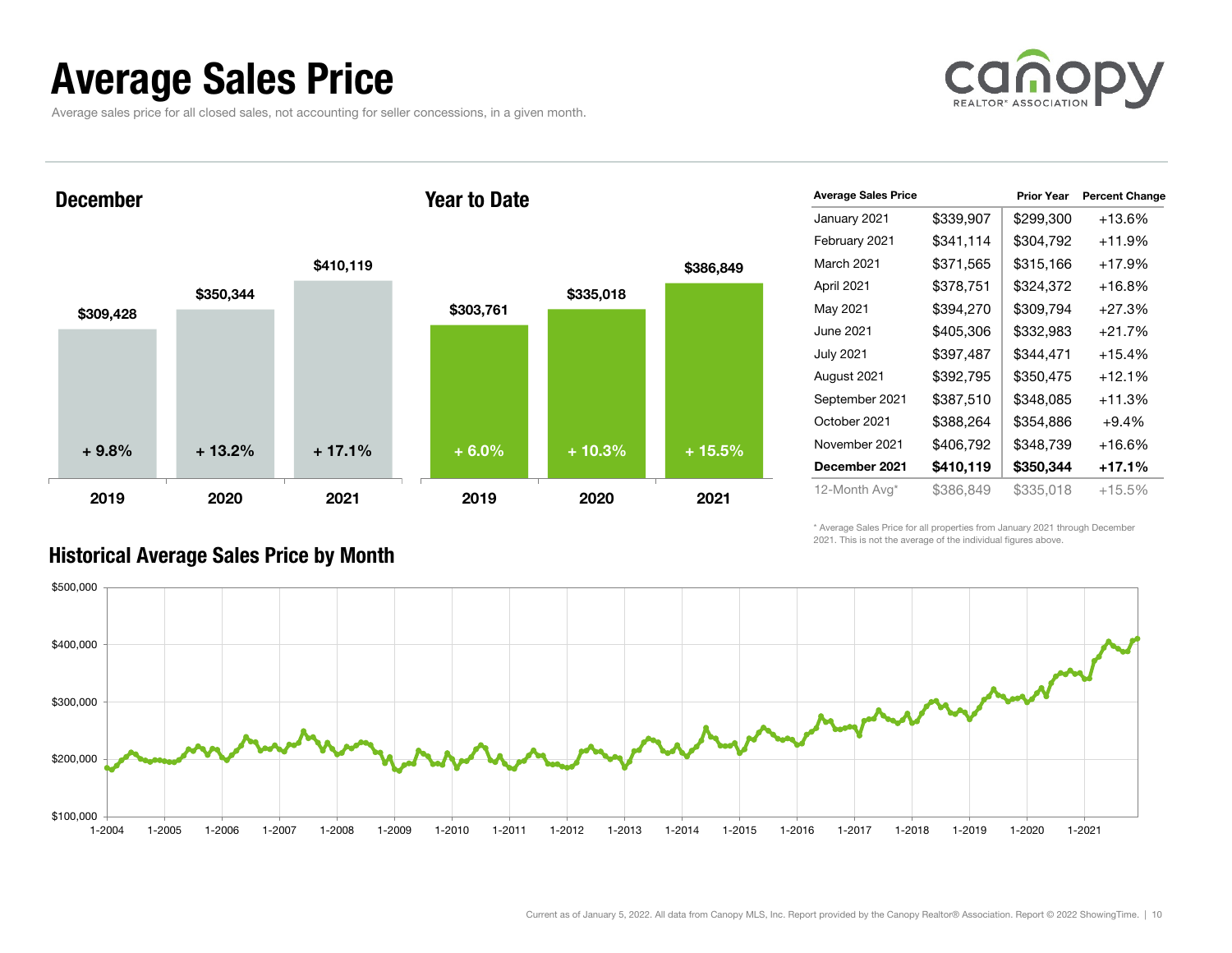# Average Sales Price

Average sales price for all closed sales, not accounting for seller concessions, in a given month.

canopy
REALTOR® ASSOCIATION

## December

$309,428
$350,344
$410,119

+ 9.8%
+ 13.2%
+ 17.1%

2019
2020
2021

## Year to Date

$303,761
$335,018
$386,849

+ 6.0%
+ 10.3%
+ 15.5%

2019
2020
2021

| Average Sales Price | | Prior Year | Percent Change |
|---|---|---|---|
| January 2021 | $339,907 | $299,300 | +13.6% |
| February 2021 | $341,114 | $304,792 | +11.9% |
| March 2021 | $371,565 | $315,166 | +17.9% |
| April 2021 | $378,751 | $324,372 | +16.8% |
| May 2021 | $394,270 | $309,794 | +27.3% |
| June 2021 | $405,306 | $332,983 | +21.7% |
| July 2021 | $397,487 | $344,471 | +15.4% |
| August 2021 | $392,795 | $350,475 | +12.1% |
| September 2021 | $387,510 | $348,085 | +11.3% |
| October 2021 | $388,264 | $354,886 | +9.4% |
| November 2021 | $406,792 | $348,739 | +16.6% |
| **December 2021** | **$410,119** | **$350,344** | **+17.1%** |
| 12-Month Avg* | $386,849 | $335,018 | +15.5% |

\* Average Sales Price for all properties from January 2021 through December 2021. This is not the average of the individual figures above.

## Historical Average Sales Price by Month

$500,000
$400,000
$300,000
$200,000
$100,000

1-2004
1-2005
1-2006
1-2007
1-2008
1-2009
1-2010
1-2011
1-2012
1-2013
1-2014
1-2015
1-2016
1-2017
1-2018
1-2019
1-2020
1-2021

Current as of January 5, 2022. All data from Canopy MLS, Inc. Report provided by the Canopy Realtor® Association. Report © 2022 ShowingTime.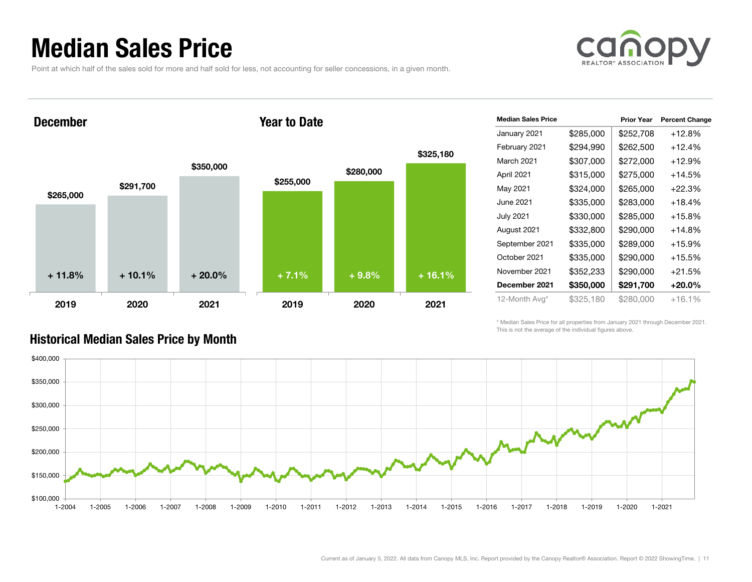# Median Sales Price

Point at which half of the sales sold for more and half sold for less, not accounting for seller concessions, in a given month.

## December

$265,000
+ 11.8%
2019

$291,700
+ 10.1%
2020

$350,000
+ 20.0%
2021

## Year to Date

$255,000
+ 7.1%
2019

$280,000
+ 9.8%
2020

$325,180
+ 16.1%
2021

| Median Sales Price | | Prior Year | Percent Change |
|---|---|---|---|
| January 2021 | $285,000 | $252,708 | +12.8% |
| February 2021 | $294,990 | $262,500 | +12.4% |
| March 2021 | $307,000 | $272,000 | +12.9% |
| April 2021 | $315,000 | $275,000 | +14.5% |
| May 2021 | $324,000 | $265,000 | +22.3% |
| June 2021 | $335,000 | $283,000 | +18.4% |
| July 2021 | $330,000 | $285,000 | +15.8% |
| August 2021 | $332,800 | $290,000 | +14.8% |
| September 2021 | $335,000 | $289,000 | +15.9% |
| October 2021 | $335,000 | $290,000 | +15.5% |
| November 2021 | $352,233 | $290,000 | +21.5% |
| **December 2021** | **$350,000** | **$291,700** | **+20.0%** |
| 12-Month Avg* | $325,180 | $280,000 | +16.1% |

\* Median Sales Price for all properties from January 2021 through December 2021. This is not the average of the individual figures above.

## Historical Median Sales Price by Month

$400,000
$350,000
$300,000
$250,000
$200,000
$150,000
$100,000

1-2004 1-2005 1-2006 1-2007 1-2008 1-2009 1-2010 1-2011 1-2012 1-2013 1-2014 1-2015 1-2016 1-2017 1-2018 1-2019 1-2020 1-2021

Current as of January 5, 2022. All data from Canopy MLS, Inc. Report provided by the Canopy Realtor® Association. Report © 2022 ShowingTime.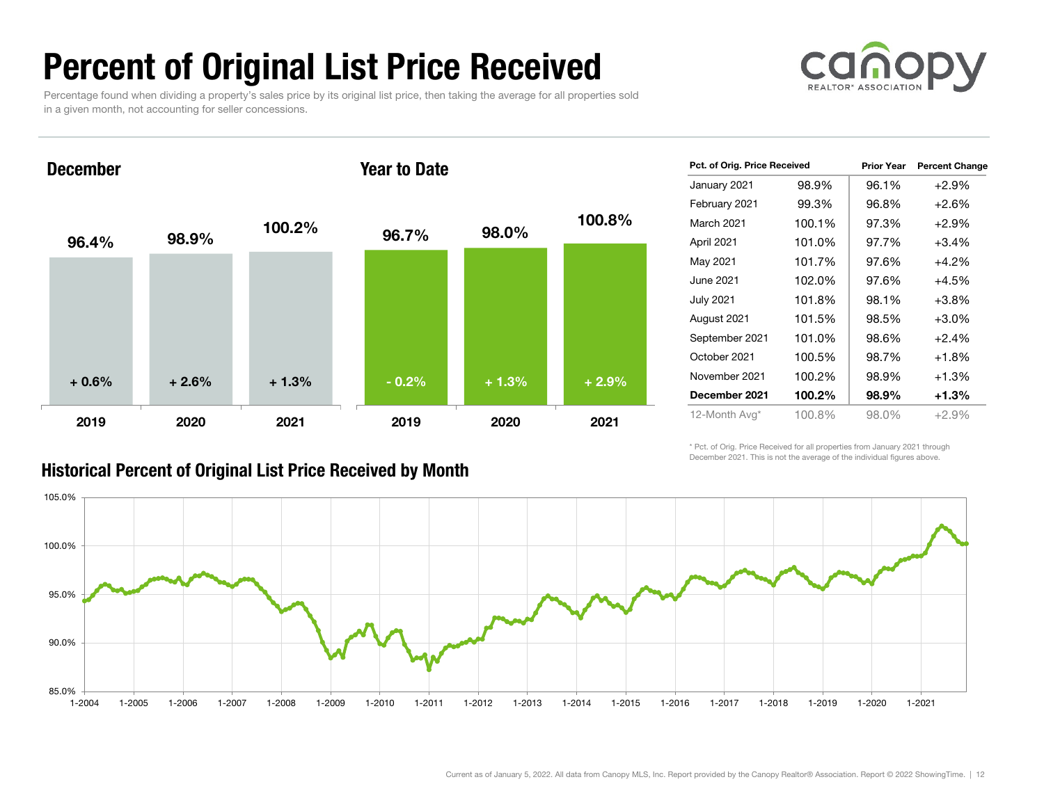# Percent of Original List Price Received

Percentage found when dividing a property's sales price by its original list price, then taking the average for all properties sold in a given month, not accounting for seller concessions.

canopy
REALTOR® ASSOCIATION

## December

96.4%
98.9%
100.2%

+ 0.6%
+ 2.6%
+ 1.3%

2019
2020
2021

## Year to Date

96.7%
98.0%
100.8%

- 0.2%
+ 1.3%
+ 2.9%

2019
2020
2021

| Pct. of Orig. Price Received | | Prior Year | Percent Change |
|---|---|---|---|
| January 2021 | 98.9% | 96.1% | +2.9% |
| February 2021 | 99.3% | 96.8% | +2.6% |
| March 2021 | 100.1% | 97.3% | +2.9% |
| April 2021 | 101.0% | 97.7% | +3.4% |
| May 2021 | 101.7% | 97.6% | +4.2% |
| June 2021 | 102.0% | 97.6% | +4.5% |
| July 2021 | 101.8% | 98.1% | +3.8% |
| August 2021 | 101.5% | 98.5% | +3.0% |
| September 2021 | 101.0% | 98.6% | +2.4% |
| October 2021 | 100.5% | 98.7% | +1.8% |
| November 2021 | 100.2% | 98.9% | +1.3% |
| **December 2021** | **100.2%** | **98.9%** | **+1.3%** |
| 12-Month Avg* | 100.8% | 98.0% | +2.9% |

\* Pct. of Orig. Price Received for all properties from January 2021 through December 2021. This is not the average of the individual figures above.

## Historical Percent of Original List Price Received by Month

105.0%
100.0%
95.0%
90.0%
85.0%

1-2004
1-2005
1-2006
1-2007
1-2008
1-2009
1-2010
1-2011
1-2012
1-2013
1-2014
1-2015
1-2016
1-2017
1-2018
1-2019
1-2020
1-2021

Current as of January 5, 2022. All data from Canopy MLS, Inc. Report provided by the Canopy Realtor® Association. Report © 2022 ShowingTime.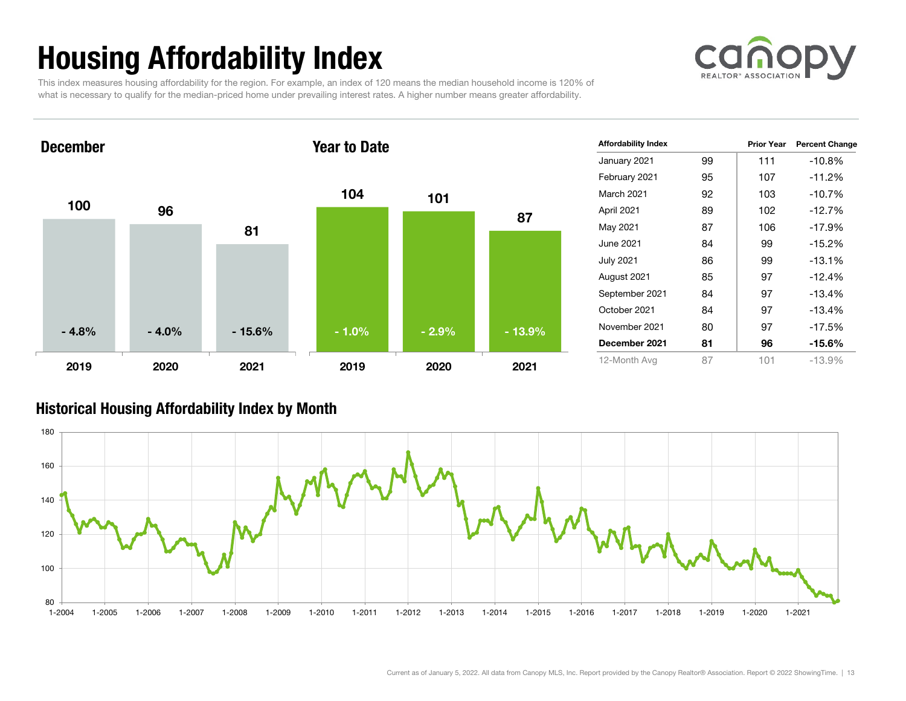# Housing Affordability Index

This index measures housing affordability for the region. For example, an index of 120 means the median household income is 120% of what is necessary to qualify for the median-priced home under prevailing interest rates. A higher number means greater affordability.

## December

100
96
81

- 4.8%
- 4.0%
- 15.6%

2019
2020
2021

## Year to Date

104
101
87

- 1.0%
- 2.9%
- 13.9%

2019
2020
2021

| Affordability Index | | Prior Year | Percent Change |
|---|---|---|---|
| January 2021 | 99 | 111 | -10.8% |
| February 2021 | 95 | 107 | -11.2% |
| March 2021 | 92 | 103 | -10.7% |
| April 2021 | 89 | 102 | -12.7% |
| May 2021 | 87 | 106 | -17.9% |
| June 2021 | 84 | 99 | -15.2% |
| July 2021 | 86 | 99 | -13.1% |
| August 2021 | 85 | 97 | -12.4% |
| September 2021 | 84 | 97 | -13.4% |
| October 2021 | 84 | 97 | -13.4% |
| November 2021 | 80 | 97 | -17.5% |
| **December 2021** | **81** | **96** | **-15.6%** |
| 12-Month Avg | 87 | 101 | -13.9% |

## Historical Housing Affordability Index by Month

180
160
140
120
100
80

1-2004 1-2005 1-2006 1-2007 1-2008 1-2009 1-2010 1-2011 1-2012 1-2013 1-2014 1-2015 1-2016 1-2017 1-2018 1-2019 1-2020 1-2021

Current as of January 5, 2022. All data from Canopy MLS, Inc. Report provided by the Canopy Realtor® Association. Report © 2022 ShowingTime.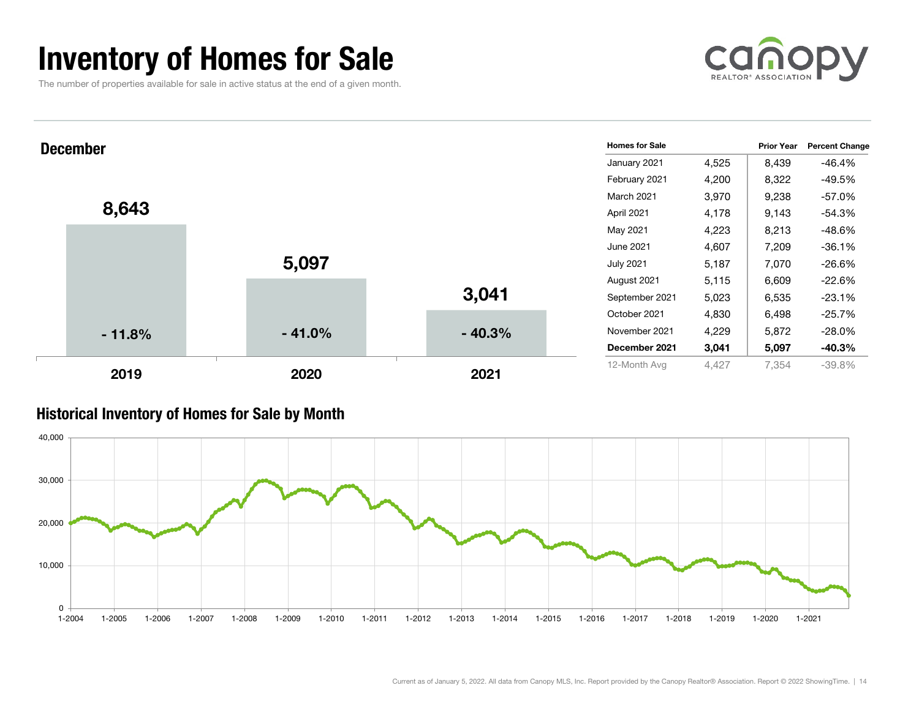# Inventory of Homes for Sale

The number of properties available for sale in active status at the end of a given month.

canopy
REALTOR® ASSOCIATION

## December

8,643
- 11.8%
2019

5,097
- 41.0%
2020

3,041
- 40.3%
2021

| Homes for Sale | | Prior Year | Percent Change |
|---|---|---|---|
| January 2021 | 4,525 | 8,439 | -46.4% |
| February 2021 | 4,200 | 8,322 | -49.5% |
| March 2021 | 3,970 | 9,238 | -57.0% |
| April 2021 | 4,178 | 9,143 | -54.3% |
| May 2021 | 4,223 | 8,213 | -48.6% |
| June 2021 | 4,607 | 7,209 | -36.1% |
| July 2021 | 5,187 | 7,070 | -26.6% |
| August 2021 | 5,115 | 6,609 | -22.6% |
| September 2021 | 5,023 | 6,535 | -23.1% |
| October 2021 | 4,830 | 6,498 | -25.7% |
| November 2021 | 4,229 | 5,872 | -28.0% |
| **December 2021** | **3,041** | **5,097** | **-40.3%** |
| 12-Month Avg | 4,427 | 7,354 | -39.8% |

## Historical Inventory of Homes for Sale by Month

40,000
30,000
20,000
10,000
0

1-2004 1-2005 1-2006 1-2007 1-2008 1-2009 1-2010 1-2011 1-2012 1-2013 1-2014 1-2015 1-2016 1-2017 1-2018 1-2019 1-2020 1-2021

Current as of January 5, 2022. All data from Canopy MLS, Inc. Report provided by the Canopy Realtor® Association. Report © 2022 ShowingTime.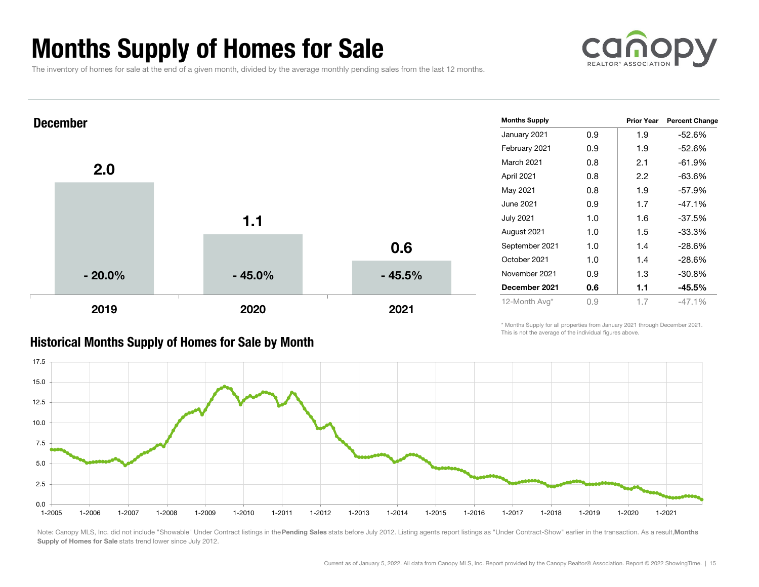# Months Supply of Homes for Sale

The inventory of homes for sale at the end of a given month, divided by the average monthly pending sales from the last 12 months.

## December

2.0
- 20.0%
2019

1.1
- 45.0%
2020

0.6
- 45.5%
2021

| Months Supply | | Prior Year | Percent Change |
|---|---|---|---|
| January 2021 | 0.9 | 1.9 | -52.6% |
| February 2021 | 0.9 | 1.9 | -52.6% |
| March 2021 | 0.8 | 2.1 | -61.9% |
| April 2021 | 0.8 | 2.2 | -63.6% |
| May 2021 | 0.8 | 1.9 | -57.9% |
| June 2021 | 0.9 | 1.7 | -47.1% |
| July 2021 | 1.0 | 1.6 | -37.5% |
| August 2021 | 1.0 | 1.5 | -33.3% |
| September 2021 | 1.0 | 1.4 | -28.6% |
| October 2021 | 1.0 | 1.4 | -28.6% |
| November 2021 | 0.9 | 1.3 | -30.8% |
| **December 2021** | **0.6** | **1.1** | **-45.5%** |
| 12-Month Avg* | 0.9 | 1.7 | -47.1% |

\* Months Supply for all properties from January 2021 through December 2021. This is not the average of the individual figures above.

## Historical Months Supply of Homes for Sale by Month

17.5
15.0
12.5
10.0
7.5
5.0
2.5
0.0

1-2005 1-2006 1-2007 1-2008 1-2009 1-2010 1-2011 1-2012 1-2013 1-2014 1-2015 1-2016 1-2017 1-2018 1-2019 1-2020 1-2021

Note: Canopy MLS, Inc. did not include "Showable" Under Contract listings in the **Pending Sales** stats before July 2012. Listing agents report listings as "Under Contract-Show" earlier in the transaction. As a result, **Months Supply of Homes for Sale** stats trend lower since July 2012.

Current as of January 5, 2022. All data from Canopy MLS, Inc. Report provided by the Canopy Realtor® Association. Report © 2022 ShowingTime.